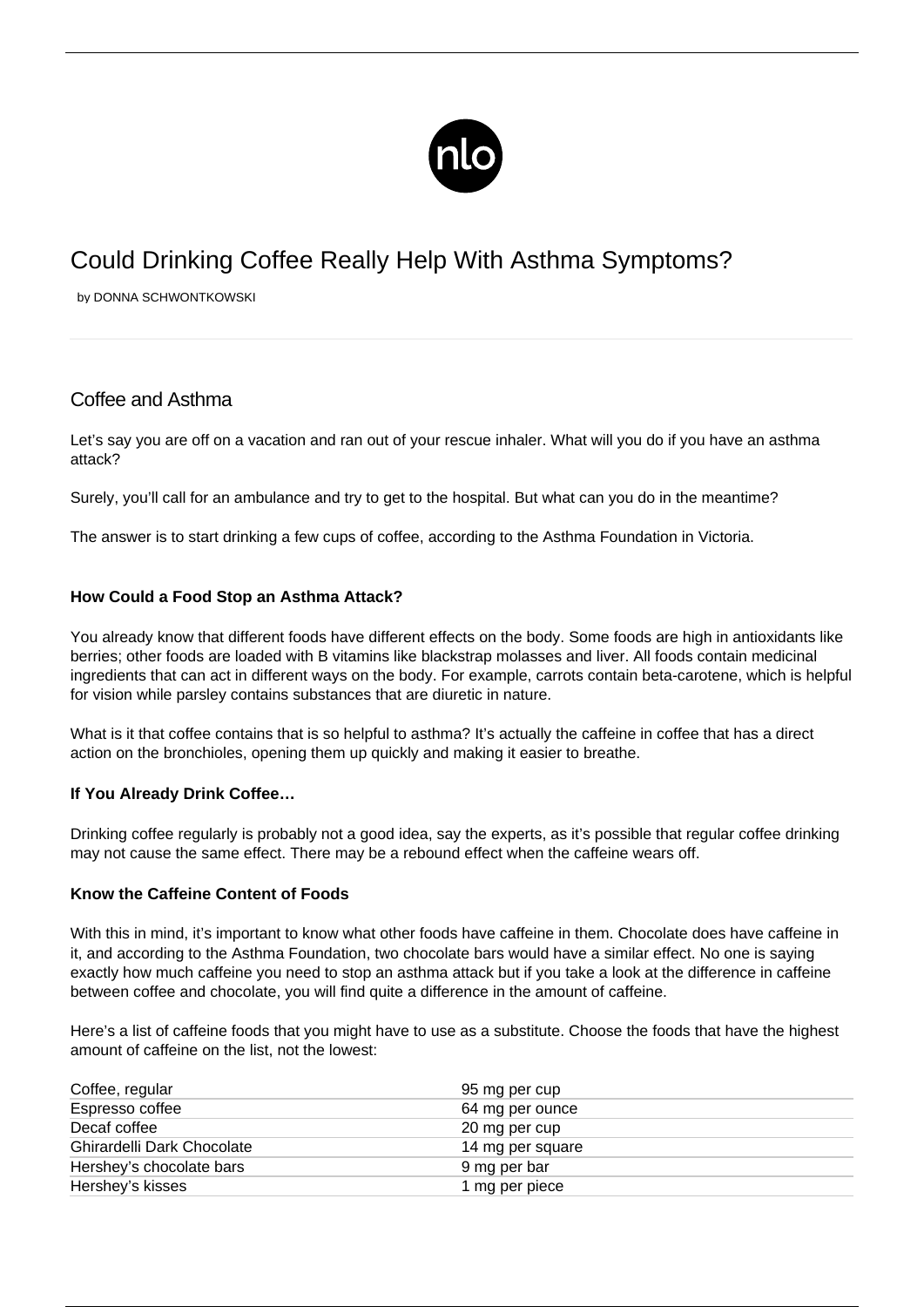# Could Drinking Coffee Really Help With Asthma Symptoms?

by DONNA SCHWONTKOWSKI

## Coffee and Asthma

Let's say you are off on a vacation and ran out of your rescue inhaler. What will you do if you have an asthma attack?

Surely, you'll call for an ambulance and try to get to the hospital. But what can you do in the meantime?

The answer is to start drinking a few cups of coffee, according to the Asthma Foundation in Victoria.

### How Could a Food Stop an Asthma Attack?

You already know that different foods have different effects on the body. Some foods are high in antioxidants like berries; other foods are loaded with B vitamins like blackstrap molasses and liver. All foods contain medicinal ingredients that can act in different ways on the body. For example, carrots contain beta-carotene, which is helpful for vision while parsley contains substances that are diuretic in nature.

What is it that coffee contains that is so helpful to asthma? It's actually the caffeine in coffee that has a direct action on the bronchioles, opening them up quickly and making it easier to breathe.

### If You Already Drink Coffee…

Drinking coffee regularly is probably not a good idea, say the experts, as it's possible that regular coffee drinking may not cause the same effect. There may be a rebound effect when the caffeine wears off.

### Know the Caffeine Content of Foods

With this in mind, it's important to know what other foods have caffeine in them. Chocolate does have caffeine in it, and according to the Asthma Foundation, two chocolate bars would have a similar effect. No one is saying exactly how much caffeine you need to stop an asthma attack but if you take a look at the difference in caffeine between coffee and chocolate, you will find quite a difference in the amount of caffeine.

Here's a list of caffeine foods that you might have to use as a substitute. Choose the foods that have the highest amount of caffeine on the list, not the lowest:

| Food | Caffeine |
|---|---|
| Coffee, regular | 95 mg per cup |
| Espresso coffee | 64 mg per ounce |
| Decaf coffee | 20 mg per cup |
| Ghirardelli Dark Chocolate | 14 mg per square |
| Hershey's chocolate bars | 9 mg per bar |
| Hershey's kisses | 1 mg per piece |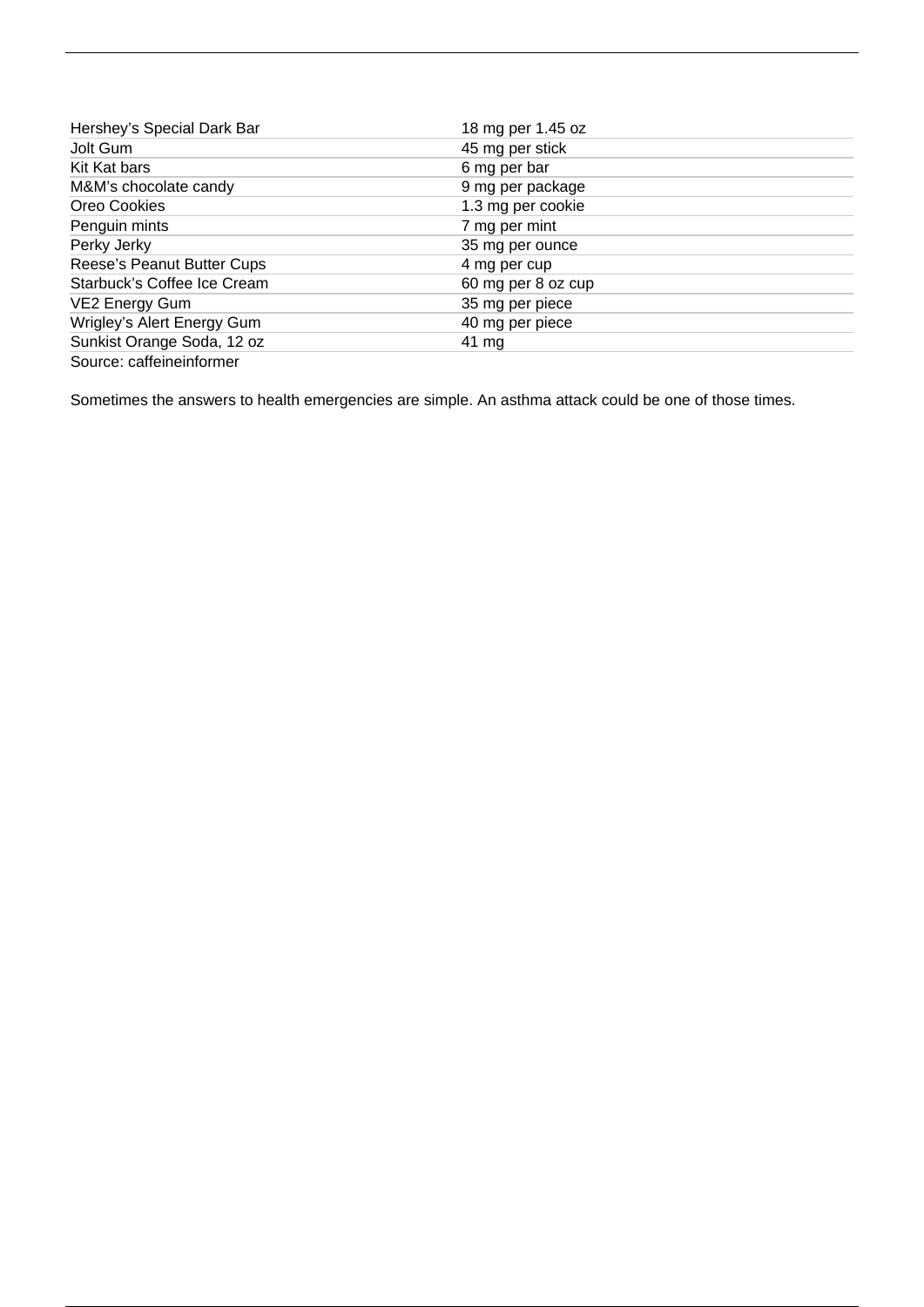| | |
|---|---|
| Hershey’s Special Dark Bar | 18 mg per 1.45 oz |
| Jolt Gum | 45 mg per stick |
| Kit Kat bars | 6 mg per bar |
| M&M’s chocolate candy | 9 mg per package |
| Oreo Cookies | 1.3 mg per cookie |
| Penguin mints | 7 mg per mint |
| Perky Jerky | 35 mg per ounce |
| Reese’s Peanut Butter Cups | 4 mg per cup |
| Starbuck’s Coffee Ice Cream | 60 mg per 8 oz cup |
| VE2 Energy Gum | 35 mg per piece |
| Wrigley’s Alert Energy Gum | 40 mg per piece |
| Sunkist Orange Soda, 12 oz | 41 mg |

Source: caffeineinformer

Sometimes the answers to health emergencies are simple. An asthma attack could be one of those times.